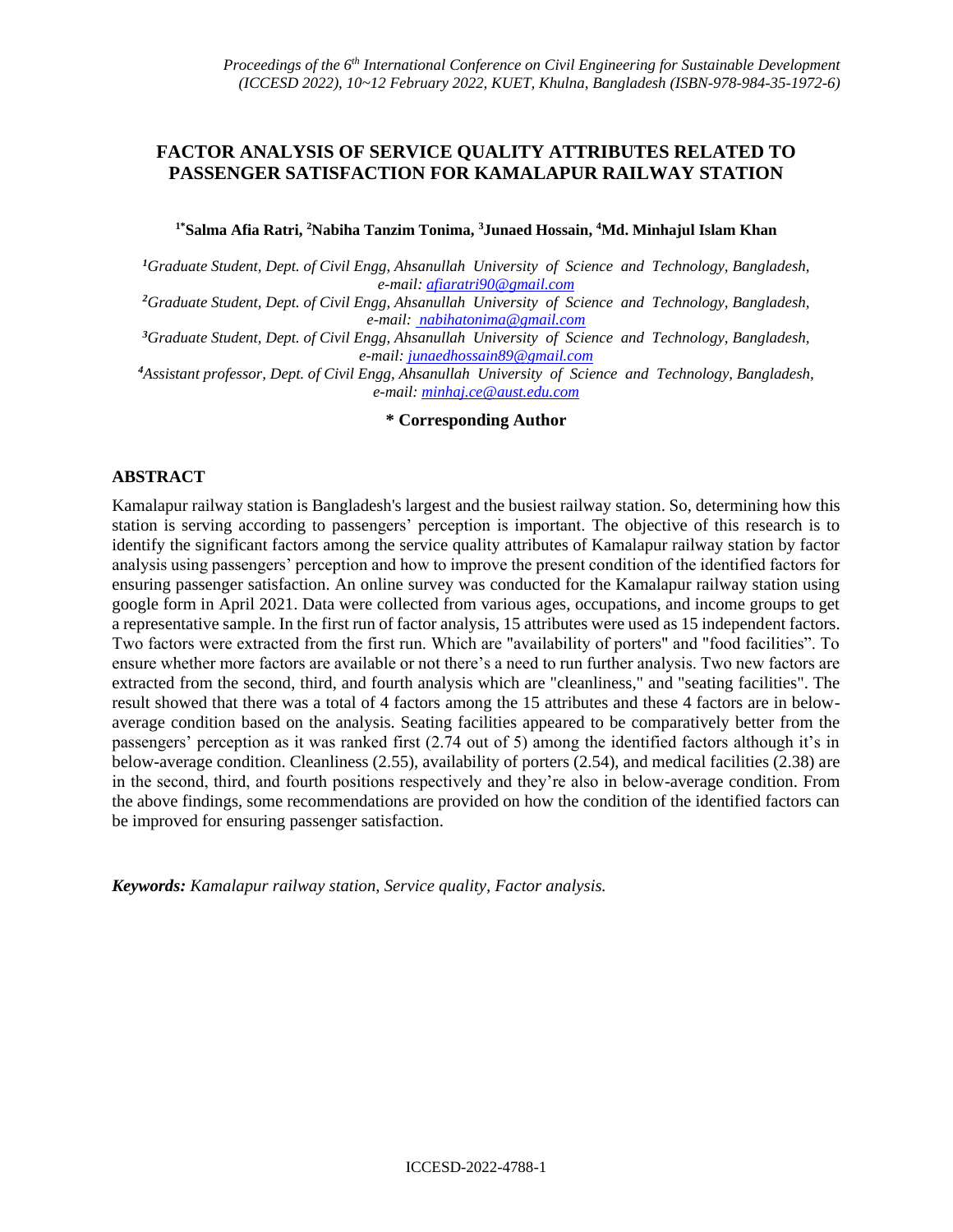# FACTOR ANALYSIS OF SERVICE QUALITY ATTRIBUTES RELATED TO PASSENGER SATISFACTION FOR KAMALAPUR RAILWAY STATION

**[1*]Salma Afia Ratri, [2]Nabiha Tanzim Tonima, [3]Junaed Hossain, [4]Md. Minhajul Islam Khan**

[1]*Graduate Student, Dept. of Civil Engg, Ahsanullah University of Science and Technology, Bangladesh, e-mail: afiaratri90@gmail.com*

[2]*Graduate Student, Dept. of Civil Engg, Ahsanullah University of Science and Technology, Bangladesh, e-mail: nabihatonima@gmail.com*

[3]*Graduate Student, Dept. of Civil Engg, Ahsanullah University of Science and Technology, Bangladesh, e-mail: junaedhossain89@gmail.com*

[4]*Assistant professor, Dept. of Civil Engg, Ahsanullah University of Science and Technology, Bangladesh, e-mail: minhaj.ce@aust.edu.com*

**\* Corresponding Author**

## ABSTRACT

Kamalapur railway station is Bangladesh's largest and the busiest railway station. So, determining how this station is serving according to passengers' perception is important. The objective of this research is to identify the significant factors among the service quality attributes of Kamalapur railway station by factor analysis using passengers' perception and how to improve the present condition of the identified factors for ensuring passenger satisfaction. An online survey was conducted for the Kamalapur railway station using google form in April 2021. Data were collected from various ages, occupations, and income groups to get a representative sample. In the first run of factor analysis, 15 attributes were used as 15 independent factors. Two factors were extracted from the first run. Which are "availability of porters" and "food facilities". To ensure whether more factors are available or not there's a need to run further analysis. Two new factors are extracted from the second, third, and fourth analysis which are "cleanliness," and "seating facilities". The result showed that there was a total of 4 factors among the 15 attributes and these 4 factors are in below-average condition based on the analysis. Seating facilities appeared to be comparatively better from the passengers' perception as it was ranked first (2.74 out of 5) among the identified factors although it's in below-average condition. Cleanliness (2.55), availability of porters (2.54), and medical facilities (2.38) are in the second, third, and fourth positions respectively and they're also in below-average condition. From the above findings, some recommendations are provided on how the condition of the identified factors can be improved for ensuring passenger satisfaction.

***Keywords:** Kamalapur railway station, Service quality, Factor analysis.*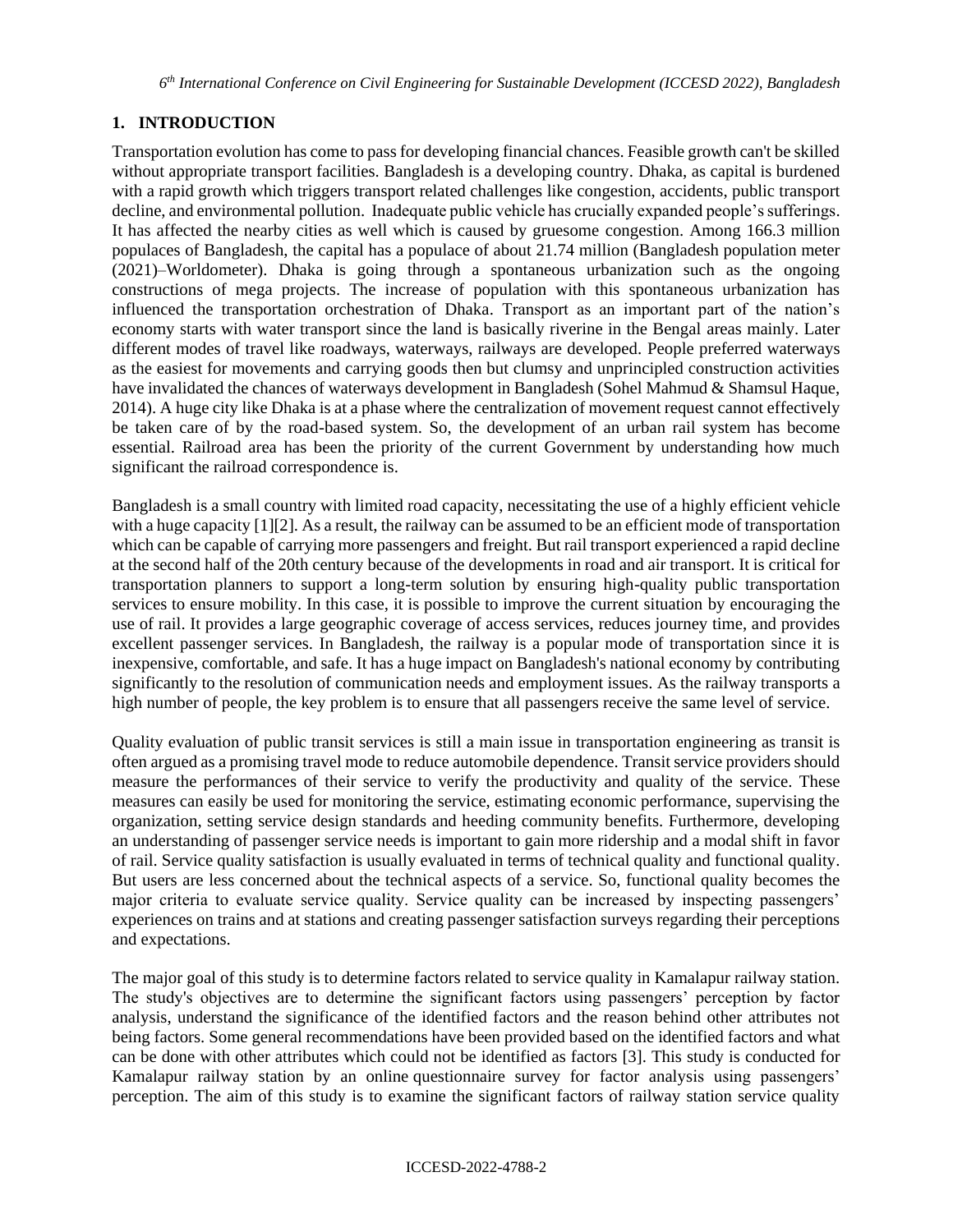## 1. INTRODUCTION

Transportation evolution has come to pass for developing financial chances. Feasible growth can't be skilled without appropriate transport facilities. Bangladesh is a developing country. Dhaka, as capital is burdened with a rapid growth which triggers transport related challenges like congestion, accidents, public transport decline, and environmental pollution. Inadequate public vehicle has crucially expanded people's sufferings. It has affected the nearby cities as well which is caused by gruesome congestion. Among 166.3 million populaces of Bangladesh, the capital has a populace of about 21.74 million (Bangladesh population meter (2021)–Worldometer). Dhaka is going through a spontaneous urbanization such as the ongoing constructions of mega projects. The increase of population with this spontaneous urbanization has influenced the transportation orchestration of Dhaka. Transport as an important part of the nation's economy starts with water transport since the land is basically riverine in the Bengal areas mainly. Later different modes of travel like roadways, waterways, railways are developed. People preferred waterways as the easiest for movements and carrying goods then but clumsy and unprincipled construction activities have invalidated the chances of waterways development in Bangladesh (Sohel Mahmud & Shamsul Haque, 2014). A huge city like Dhaka is at a phase where the centralization of movement request cannot effectively be taken care of by the road-based system. So, the development of an urban rail system has become essential. Railroad area has been the priority of the current Government by understanding how much significant the railroad correspondence is.

Bangladesh is a small country with limited road capacity, necessitating the use of a highly efficient vehicle with a huge capacity [1][2]. As a result, the railway can be assumed to be an efficient mode of transportation which can be capable of carrying more passengers and freight. But rail transport experienced a rapid decline at the second half of the 20th century because of the developments in road and air transport. It is critical for transportation planners to support a long-term solution by ensuring high-quality public transportation services to ensure mobility. In this case, it is possible to improve the current situation by encouraging the use of rail. It provides a large geographic coverage of access services, reduces journey time, and provides excellent passenger services. In Bangladesh, the railway is a popular mode of transportation since it is inexpensive, comfortable, and safe. It has a huge impact on Bangladesh's national economy by contributing significantly to the resolution of communication needs and employment issues. As the railway transports a high number of people, the key problem is to ensure that all passengers receive the same level of service.

Quality evaluation of public transit services is still a main issue in transportation engineering as transit is often argued as a promising travel mode to reduce automobile dependence. Transit service providers should measure the performances of their service to verify the productivity and quality of the service. These measures can easily be used for monitoring the service, estimating economic performance, supervising the organization, setting service design standards and heeding community benefits. Furthermore, developing an understanding of passenger service needs is important to gain more ridership and a modal shift in favor of rail. Service quality satisfaction is usually evaluated in terms of technical quality and functional quality. But users are less concerned about the technical aspects of a service. So, functional quality becomes the major criteria to evaluate service quality. Service quality can be increased by inspecting passengers' experiences on trains and at stations and creating passenger satisfaction surveys regarding their perceptions and expectations.

The major goal of this study is to determine factors related to service quality in Kamalapur railway station. The study's objectives are to determine the significant factors using passengers' perception by factor analysis, understand the significance of the identified factors and the reason behind other attributes not being factors. Some general recommendations have been provided based on the identified factors and what can be done with other attributes which could not be identified as factors [3]. This study is conducted for Kamalapur railway station by an online questionnaire survey for factor analysis using passengers' perception. The aim of this study is to examine the significant factors of railway station service quality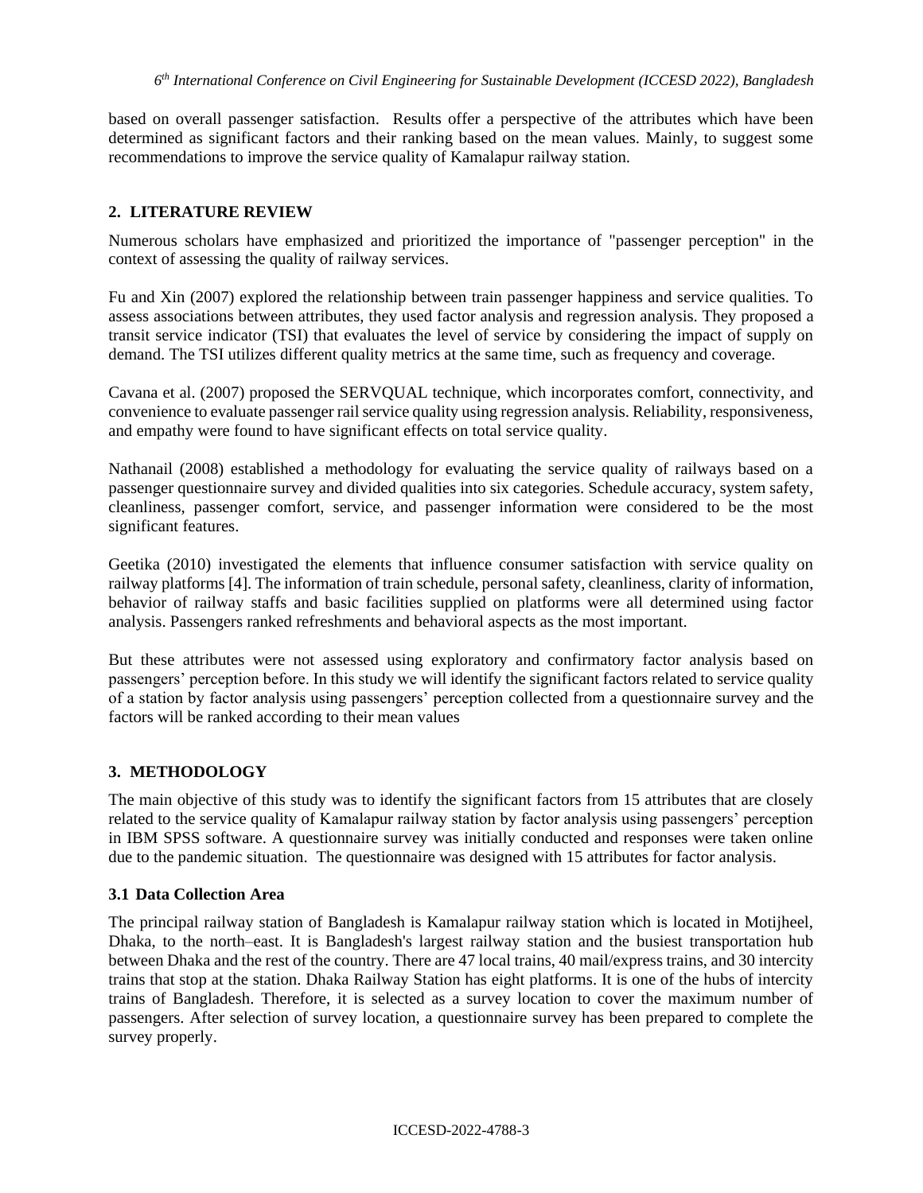based on overall passenger satisfaction. Results offer a perspective of the attributes which have been determined as significant factors and their ranking based on the mean values. Mainly, to suggest some recommendations to improve the service quality of Kamalapur railway station.

## 2. LITERATURE REVIEW

Numerous scholars have emphasized and prioritized the importance of "passenger perception" in the context of assessing the quality of railway services.

Fu and Xin (2007) explored the relationship between train passenger happiness and service qualities. To assess associations between attributes, they used factor analysis and regression analysis. They proposed a transit service indicator (TSI) that evaluates the level of service by considering the impact of supply on demand. The TSI utilizes different quality metrics at the same time, such as frequency and coverage.

Cavana et al. (2007) proposed the SERVQUAL technique, which incorporates comfort, connectivity, and convenience to evaluate passenger rail service quality using regression analysis. Reliability, responsiveness, and empathy were found to have significant effects on total service quality.

Nathanail (2008) established a methodology for evaluating the service quality of railways based on a passenger questionnaire survey and divided qualities into six categories. Schedule accuracy, system safety, cleanliness, passenger comfort, service, and passenger information were considered to be the most significant features.

Geetika (2010) investigated the elements that influence consumer satisfaction with service quality on railway platforms [4]. The information of train schedule, personal safety, cleanliness, clarity of information, behavior of railway staffs and basic facilities supplied on platforms were all determined using factor analysis. Passengers ranked refreshments and behavioral aspects as the most important.

But these attributes were not assessed using exploratory and confirmatory factor analysis based on passengers' perception before. In this study we will identify the significant factors related to service quality of a station by factor analysis using passengers' perception collected from a questionnaire survey and the factors will be ranked according to their mean values

## 3. METHODOLOGY

The main objective of this study was to identify the significant factors from 15 attributes that are closely related to the service quality of Kamalapur railway station by factor analysis using passengers' perception in IBM SPSS software. A questionnaire survey was initially conducted and responses were taken online due to the pandemic situation. The questionnaire was designed with 15 attributes for factor analysis.

### 3.1 Data Collection Area

The principal railway station of Bangladesh is Kamalapur railway station which is located in Motijheel, Dhaka, to the north–east. It is Bangladesh's largest railway station and the busiest transportation hub between Dhaka and the rest of the country. There are 47 local trains, 40 mail/express trains, and 30 intercity trains that stop at the station. Dhaka Railway Station has eight platforms. It is one of the hubs of intercity trains of Bangladesh. Therefore, it is selected as a survey location to cover the maximum number of passengers. After selection of survey location, a questionnaire survey has been prepared to complete the survey properly.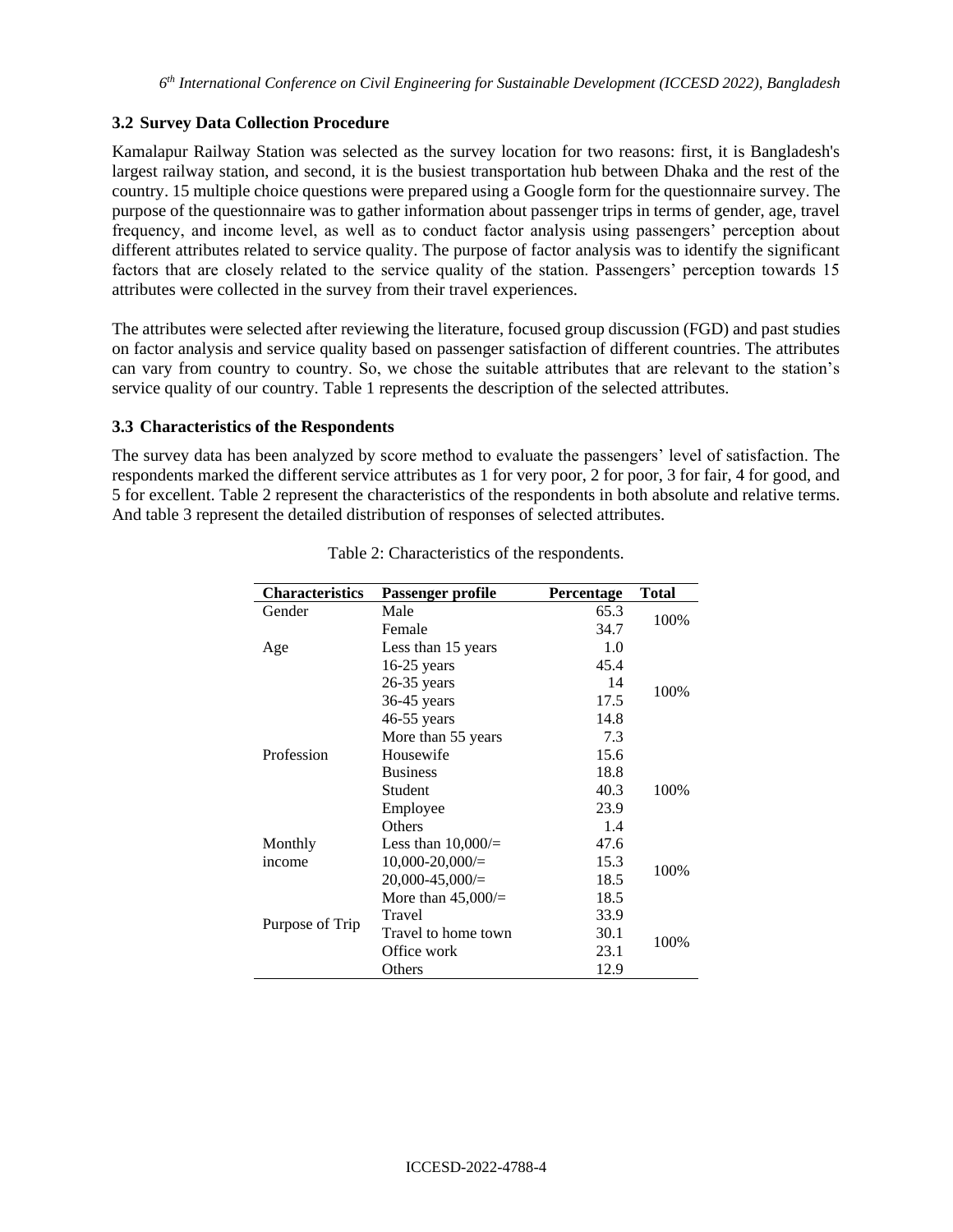### 3.2 Survey Data Collection Procedure

Kamalapur Railway Station was selected as the survey location for two reasons: first, it is Bangladesh's largest railway station, and second, it is the busiest transportation hub between Dhaka and the rest of the country. 15 multiple choice questions were prepared using a Google form for the questionnaire survey. The purpose of the questionnaire was to gather information about passenger trips in terms of gender, age, travel frequency, and income level, as well as to conduct factor analysis using passengers' perception about different attributes related to service quality. The purpose of factor analysis was to identify the significant factors that are closely related to the service quality of the station. Passengers' perception towards 15 attributes were collected in the survey from their travel experiences.

The attributes were selected after reviewing the literature, focused group discussion (FGD) and past studies on factor analysis and service quality based on passenger satisfaction of different countries. The attributes can vary from country to country. So, we chose the suitable attributes that are relevant to the station's service quality of our country. Table 1 represents the description of the selected attributes.

### 3.3 Characteristics of the Respondents

The survey data has been analyzed by score method to evaluate the passengers' level of satisfaction. The respondents marked the different service attributes as 1 for very poor, 2 for poor, 3 for fair, 4 for good, and 5 for excellent. Table 2 represent the characteristics of the respondents in both absolute and relative terms. And table 3 represent the detailed distribution of responses of selected attributes.

Table 2: Characteristics of the respondents.

| Characteristics | Passenger profile | Percentage | Total |
|---|---|---|---|
| Gender | Male | 65.3 | 100% |
| | Female | 34.7 | |
| Age | Less than 15 years | 1.0 | 100% |
| | 16-25 years | 45.4 | |
| | 26-35 years | 14 | |
| | 36-45 years | 17.5 | |
| | 46-55 years | 14.8 | |
| | More than 55 years | 7.3 | |
| Profession | Housewife | 15.6 | 100% |
| | Business | 18.8 | |
| | Student | 40.3 | |
| | Employee | 23.9 | |
| | Others | 1.4 | |
| Monthly income | Less than 10,000/= | 47.6 | 100% |
| | 10,000-20,000/= | 15.3 | |
| | 20,000-45,000/= | 18.5 | |
| | More than 45,000/= | 18.5 | |
| Purpose of Trip | Travel | 33.9 | 100% |
| | Travel to home town | 30.1 | |
| | Office work | 23.1 | |
| | Others | 12.9 | |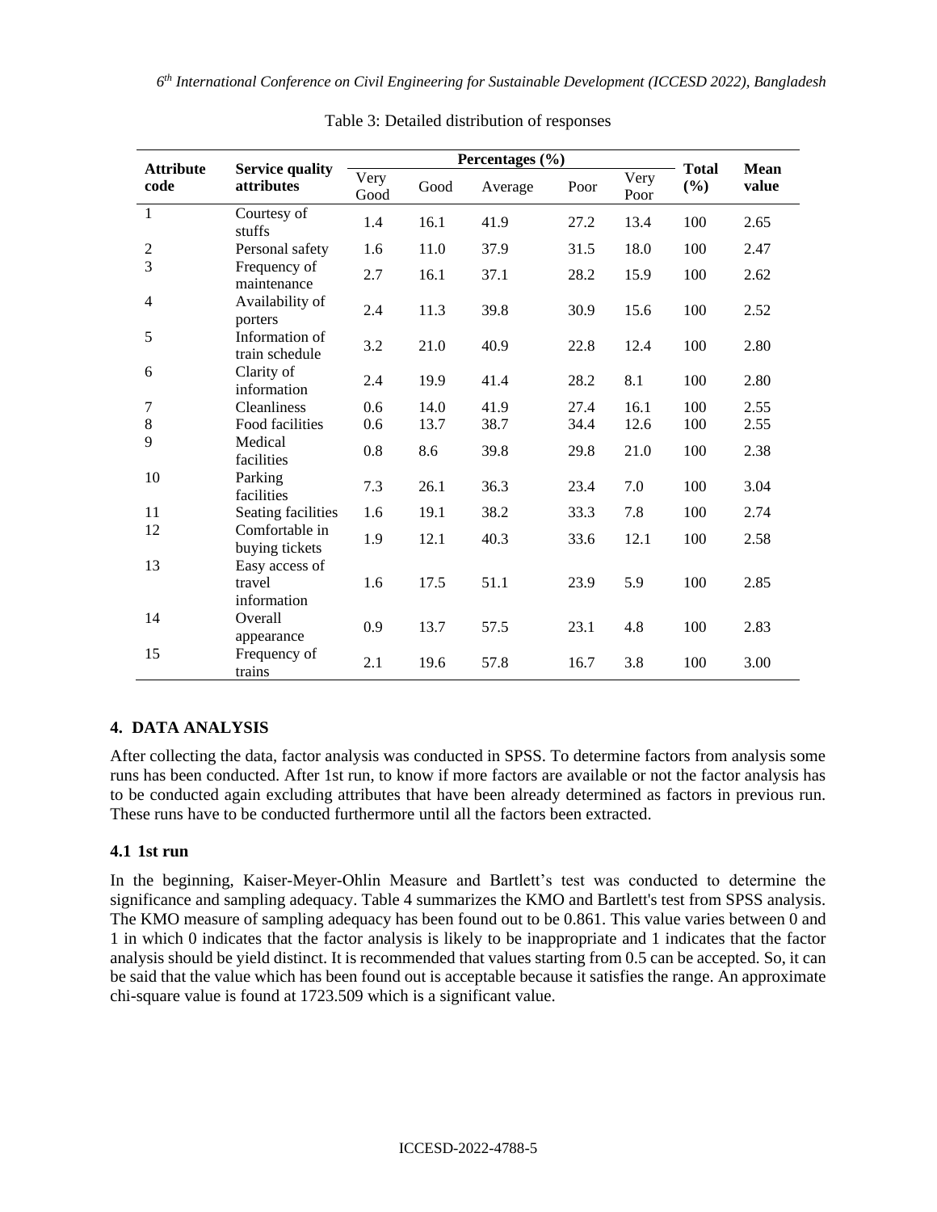Table 3: Detailed distribution of responses

| Attribute code | Service quality attributes | Percentages (%) | | | | | Total (%) | Mean value |
|---|---|---|---|---|---|---|---|---|
| | | Very Good | Good | Average | Poor | Very Poor | | |
| 1 | Courtesy of stuffs | 1.4 | 16.1 | 41.9 | 27.2 | 13.4 | 100 | 2.65 |
| 2 | Personal safety | 1.6 | 11.0 | 37.9 | 31.5 | 18.0 | 100 | 2.47 |
| 3 | Frequency of maintenance | 2.7 | 16.1 | 37.1 | 28.2 | 15.9 | 100 | 2.62 |
| 4 | Availability of porters | 2.4 | 11.3 | 39.8 | 30.9 | 15.6 | 100 | 2.52 |
| 5 | Information of train schedule | 3.2 | 21.0 | 40.9 | 22.8 | 12.4 | 100 | 2.80 |
| 6 | Clarity of information | 2.4 | 19.9 | 41.4 | 28.2 | 8.1 | 100 | 2.80 |
| 7 | Cleanliness | 0.6 | 14.0 | 41.9 | 27.4 | 16.1 | 100 | 2.55 |
| 8 | Food facilities | 0.6 | 13.7 | 38.7 | 34.4 | 12.6 | 100 | 2.55 |
| 9 | Medical facilities | 0.8 | 8.6 | 39.8 | 29.8 | 21.0 | 100 | 2.38 |
| 10 | Parking facilities | 7.3 | 26.1 | 36.3 | 23.4 | 7.0 | 100 | 3.04 |
| 11 | Seating facilities | 1.6 | 19.1 | 38.2 | 33.3 | 7.8 | 100 | 2.74 |
| 12 | Comfortable in buying tickets | 1.9 | 12.1 | 40.3 | 33.6 | 12.1 | 100 | 2.58 |
| 13 | Easy access of travel information | 1.6 | 17.5 | 51.1 | 23.9 | 5.9 | 100 | 2.85 |
| 14 | Overall appearance | 0.9 | 13.7 | 57.5 | 23.1 | 4.8 | 100 | 2.83 |
| 15 | Frequency of trains | 2.1 | 19.6 | 57.8 | 16.7 | 3.8 | 100 | 3.00 |

## 4. DATA ANALYSIS

After collecting the data, factor analysis was conducted in SPSS. To determine factors from analysis some runs has been conducted. After 1st run, to know if more factors are available or not the factor analysis has to be conducted again excluding attributes that have been already determined as factors in previous run. These runs have to be conducted furthermore until all the factors been extracted.

### 4.1 1st run

In the beginning, Kaiser-Meyer-Ohlin Measure and Bartlett's test was conducted to determine the significance and sampling adequacy. Table 4 summarizes the KMO and Bartlett's test from SPSS analysis. The KMO measure of sampling adequacy has been found out to be 0.861. This value varies between 0 and 1 in which 0 indicates that the factor analysis is likely to be inappropriate and 1 indicates that the factor analysis should be yield distinct. It is recommended that values starting from 0.5 can be accepted. So, it can be said that the value which has been found out is acceptable because it satisfies the range. An approximate chi-square value is found at 1723.509 which is a significant value.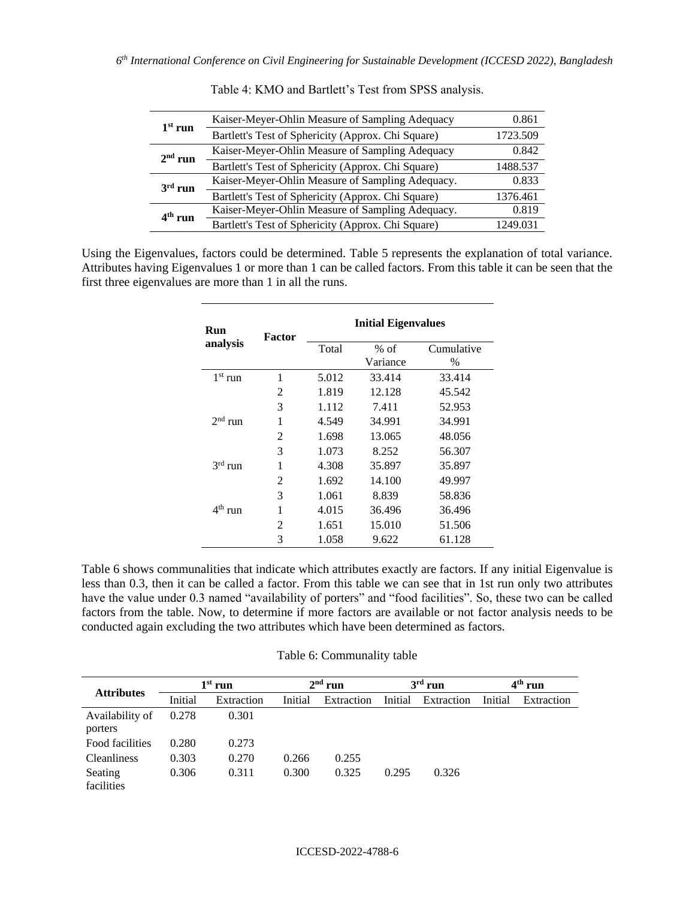Table 4: KMO and Bartlett's Test from SPSS analysis.

| | | |
|---|---|---|
| **1st run** | Kaiser-Meyer-Ohlin Measure of Sampling Adequacy | 0.861 |
| | Bartlett's Test of Sphericity (Approx. Chi Square) | 1723.509 |
| **2nd run** | Kaiser-Meyer-Ohlin Measure of Sampling Adequacy | 0.842 |
| | Bartlett's Test of Sphericity (Approx. Chi Square) | 1488.537 |
| **3rd run** | Kaiser-Meyer-Ohlin Measure of Sampling Adequacy. | 0.833 |
| | Bartlett's Test of Sphericity (Approx. Chi Square) | 1376.461 |
| **4th run** | Kaiser-Meyer-Ohlin Measure of Sampling Adequacy. | 0.819 |
| | Bartlett's Test of Sphericity (Approx. Chi Square) | 1249.031 |

Using the Eigenvalues, factors could be determined. Table 5 represents the explanation of total variance. Attributes having Eigenvalues 1 or more than 1 can be called factors. From this table it can be seen that the first three eigenvalues are more than 1 in all the runs.

| **Run analysis** | **Factor** | **Initial Eigenvalues** | | |
|---|---|---|---|---|
| | | Total | % of Variance | Cumulative % |
| 1st run | 1 | 5.012 | 33.414 | 33.414 |
| | 2 | 1.819 | 12.128 | 45.542 |
| | 3 | 1.112 | 7.411 | 52.953 |
| 2nd run | 1 | 4.549 | 34.991 | 34.991 |
| | 2 | 1.698 | 13.065 | 48.056 |
| | 3 | 1.073 | 8.252 | 56.307 |
| 3rd run | 1 | 4.308 | 35.897 | 35.897 |
| | 2 | 1.692 | 14.100 | 49.997 |
| | 3 | 1.061 | 8.839 | 58.836 |
| 4th run | 1 | 4.015 | 36.496 | 36.496 |
| | 2 | 1.651 | 15.010 | 51.506 |
| | 3 | 1.058 | 9.622 | 61.128 |

Table 6 shows communalities that indicate which attributes exactly are factors. If any initial Eigenvalue is less than 0.3, then it can be called a factor. From this table we can see that in 1st run only two attributes have the value under 0.3 named "availability of porters" and "food facilities". So, these two can be called factors from the table. Now, to determine if more factors are available or not factor analysis needs to be conducted again excluding the two attributes which have been determined as factors.

Table 6: Communality table

| **Attributes** | **1st run** | | **2nd run** | | **3rd run** | | **4th run** | |
|---|---|---|---|---|---|---|---|---|
| | Initial | Extraction | Initial | Extraction | Initial | Extraction | Initial | Extraction |
| Availability of porters | 0.278 | 0.301 | | | | | | |
| Food facilities | 0.280 | 0.273 | | | | | | |
| Cleanliness | 0.303 | 0.270 | 0.266 | 0.255 | | | | |
| Seating facilities | 0.306 | 0.311 | 0.300 | 0.325 | 0.295 | 0.326 | | |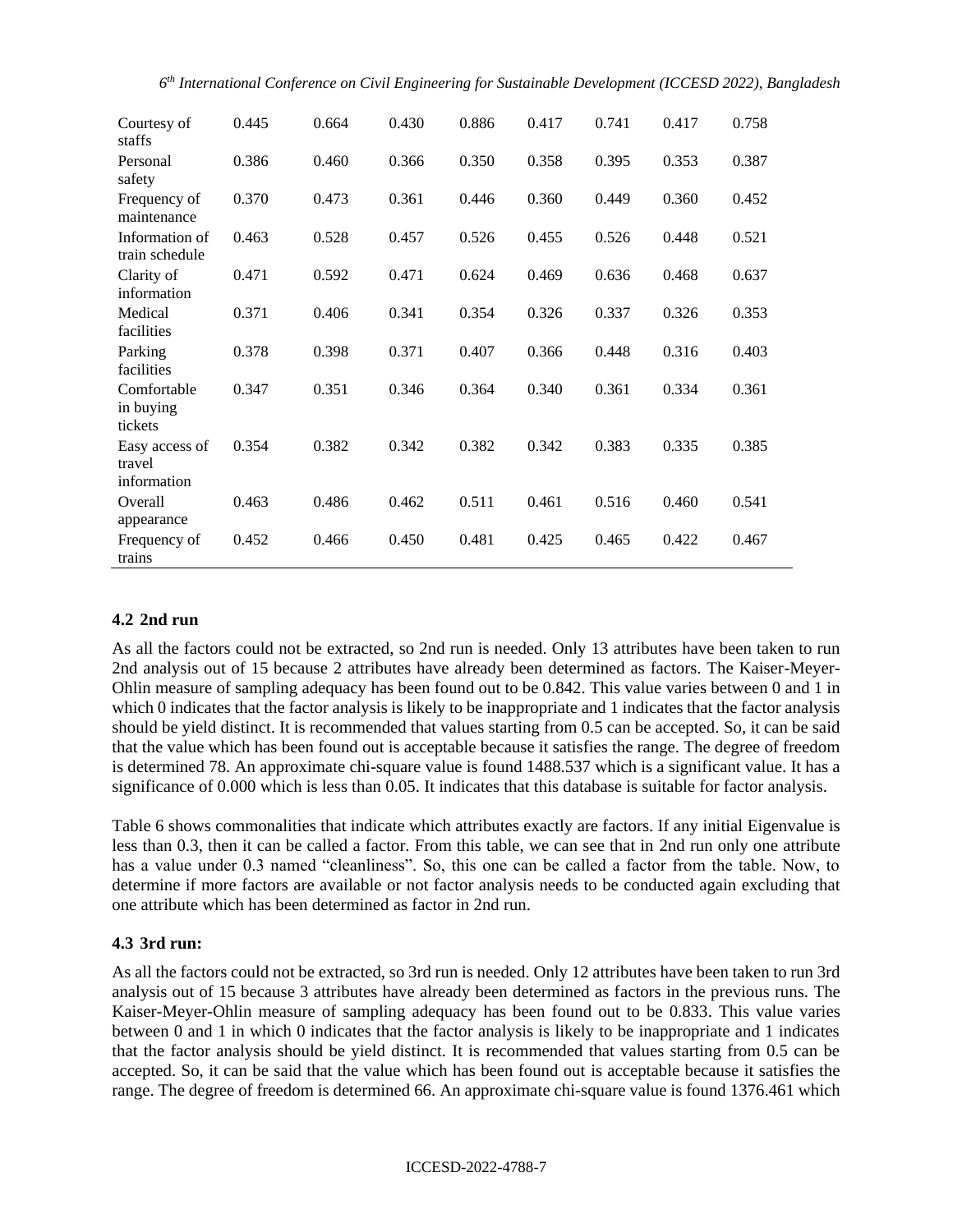| | | | | | | | | |
|---|---|---|---|---|---|---|---|---|
| Courtesy of staffs | 0.445 | 0.664 | 0.430 | 0.886 | 0.417 | 0.741 | 0.417 | 0.758 |
| Personal safety | 0.386 | 0.460 | 0.366 | 0.350 | 0.358 | 0.395 | 0.353 | 0.387 |
| Frequency of maintenance | 0.370 | 0.473 | 0.361 | 0.446 | 0.360 | 0.449 | 0.360 | 0.452 |
| Information of train schedule | 0.463 | 0.528 | 0.457 | 0.526 | 0.455 | 0.526 | 0.448 | 0.521 |
| Clarity of information | 0.471 | 0.592 | 0.471 | 0.624 | 0.469 | 0.636 | 0.468 | 0.637 |
| Medical facilities | 0.371 | 0.406 | 0.341 | 0.354 | 0.326 | 0.337 | 0.326 | 0.353 |
| Parking facilities | 0.378 | 0.398 | 0.371 | 0.407 | 0.366 | 0.448 | 0.316 | 0.403 |
| Comfortable in buying tickets | 0.347 | 0.351 | 0.346 | 0.364 | 0.340 | 0.361 | 0.334 | 0.361 |
| Easy access of travel information | 0.354 | 0.382 | 0.342 | 0.382 | 0.342 | 0.383 | 0.335 | 0.385 |
| Overall appearance | 0.463 | 0.486 | 0.462 | 0.511 | 0.461 | 0.516 | 0.460 | 0.541 |
| Frequency of trains | 0.452 | 0.466 | 0.450 | 0.481 | 0.425 | 0.465 | 0.422 | 0.467 |

### 4.2 2nd run

As all the factors could not be extracted, so 2nd run is needed. Only 13 attributes have been taken to run 2nd analysis out of 15 because 2 attributes have already been determined as factors. The Kaiser-Meyer-Ohlin measure of sampling adequacy has been found out to be 0.842. This value varies between 0 and 1 in which 0 indicates that the factor analysis is likely to be inappropriate and 1 indicates that the factor analysis should be yield distinct. It is recommended that values starting from 0.5 can be accepted. So, it can be said that the value which has been found out is acceptable because it satisfies the range. The degree of freedom is determined 78. An approximate chi-square value is found 1488.537 which is a significant value. It has a significance of 0.000 which is less than 0.05. It indicates that this database is suitable for factor analysis.

Table 6 shows commonalities that indicate which attributes exactly are factors. If any initial Eigenvalue is less than 0.3, then it can be called a factor. From this table, we can see that in 2nd run only one attribute has a value under 0.3 named "cleanliness". So, this one can be called a factor from the table. Now, to determine if more factors are available or not factor analysis needs to be conducted again excluding that one attribute which has been determined as factor in 2nd run.

### 4.3 3rd run:

As all the factors could not be extracted, so 3rd run is needed. Only 12 attributes have been taken to run 3rd analysis out of 15 because 3 attributes have already been determined as factors in the previous runs. The Kaiser-Meyer-Ohlin measure of sampling adequacy has been found out to be 0.833. This value varies between 0 and 1 in which 0 indicates that the factor analysis is likely to be inappropriate and 1 indicates that the factor analysis should be yield distinct. It is recommended that values starting from 0.5 can be accepted. So, it can be said that the value which has been found out is acceptable because it satisfies the range. The degree of freedom is determined 66. An approximate chi-square value is found 1376.461 which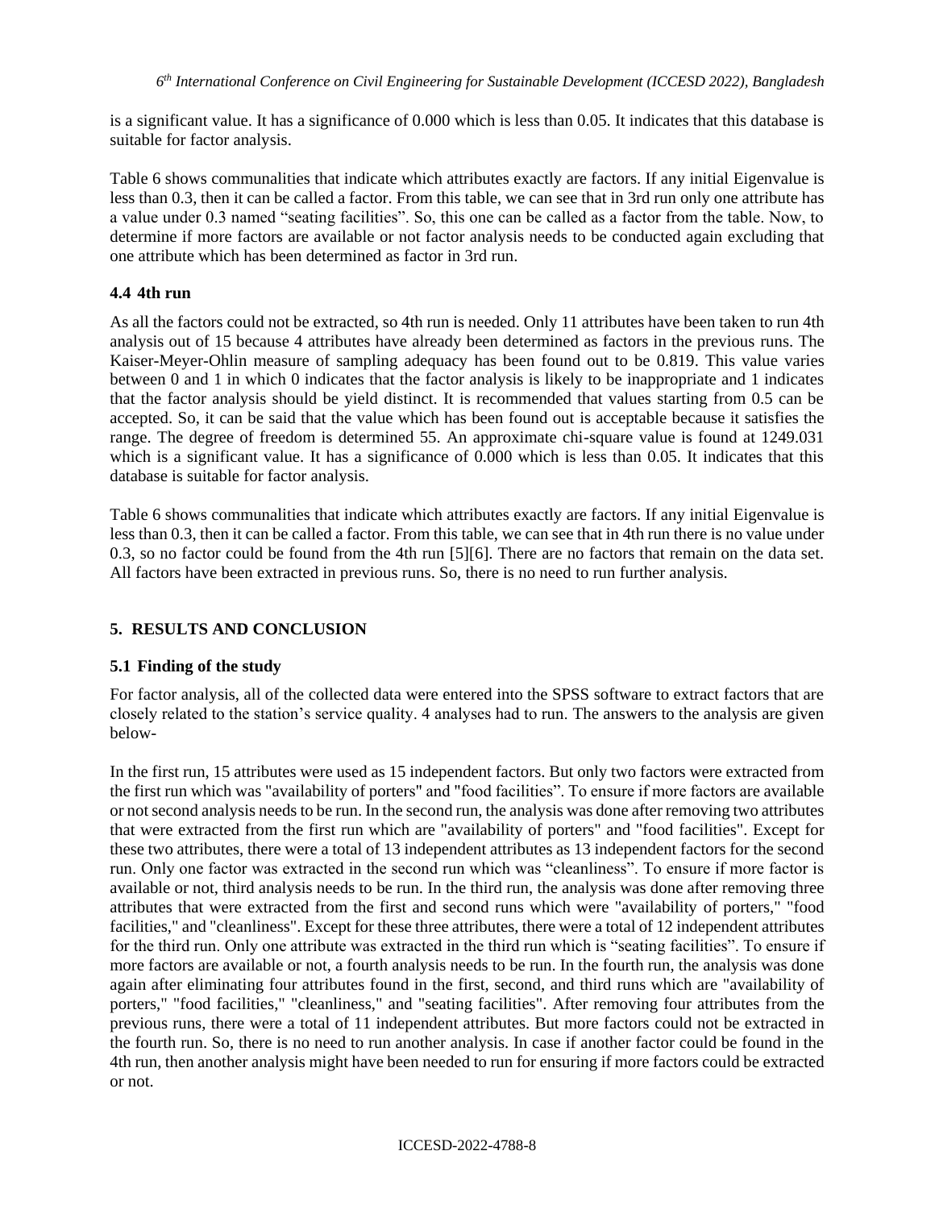is a significant value. It has a significance of 0.000 which is less than 0.05. It indicates that this database is suitable for factor analysis.

Table 6 shows communalities that indicate which attributes exactly are factors. If any initial Eigenvalue is less than 0.3, then it can be called a factor. From this table, we can see that in 3rd run only one attribute has a value under 0.3 named "seating facilities". So, this one can be called as a factor from the table. Now, to determine if more factors are available or not factor analysis needs to be conducted again excluding that one attribute which has been determined as factor in 3rd run.

### 4.4 4th run

As all the factors could not be extracted, so 4th run is needed. Only 11 attributes have been taken to run 4th analysis out of 15 because 4 attributes have already been determined as factors in the previous runs. The Kaiser-Meyer-Ohlin measure of sampling adequacy has been found out to be 0.819. This value varies between 0 and 1 in which 0 indicates that the factor analysis is likely to be inappropriate and 1 indicates that the factor analysis should be yield distinct. It is recommended that values starting from 0.5 can be accepted. So, it can be said that the value which has been found out is acceptable because it satisfies the range. The degree of freedom is determined 55. An approximate chi-square value is found at 1249.031 which is a significant value. It has a significance of 0.000 which is less than 0.05. It indicates that this database is suitable for factor analysis.

Table 6 shows communalities that indicate which attributes exactly are factors. If any initial Eigenvalue is less than 0.3, then it can be called a factor. From this table, we can see that in 4th run there is no value under 0.3, so no factor could be found from the 4th run [5][6]. There are no factors that remain on the data set. All factors have been extracted in previous runs. So, there is no need to run further analysis.

## 5. RESULTS AND CONCLUSION

### 5.1 Finding of the study

For factor analysis, all of the collected data were entered into the SPSS software to extract factors that are closely related to the station's service quality. 4 analyses had to run. The answers to the analysis are given below-

In the first run, 15 attributes were used as 15 independent factors. But only two factors were extracted from the first run which was "availability of porters" and "food facilities". To ensure if more factors are available or not second analysis needs to be run. In the second run, the analysis was done after removing two attributes that were extracted from the first run which are "availability of porters" and "food facilities". Except for these two attributes, there were a total of 13 independent attributes as 13 independent factors for the second run. Only one factor was extracted in the second run which was "cleanliness". To ensure if more factor is available or not, third analysis needs to be run. In the third run, the analysis was done after removing three attributes that were extracted from the first and second runs which were "availability of porters," "food facilities," and "cleanliness". Except for these three attributes, there were a total of 12 independent attributes for the third run. Only one attribute was extracted in the third run which is "seating facilities". To ensure if more factors are available or not, a fourth analysis needs to be run. In the fourth run, the analysis was done again after eliminating four attributes found in the first, second, and third runs which are "availability of porters," "food facilities," "cleanliness," and "seating facilities". After removing four attributes from the previous runs, there were a total of 11 independent attributes. But more factors could not be extracted in the fourth run. So, there is no need to run another analysis. In case if another factor could be found in the 4th run, then another analysis might have been needed to run for ensuring if more factors could be extracted or not.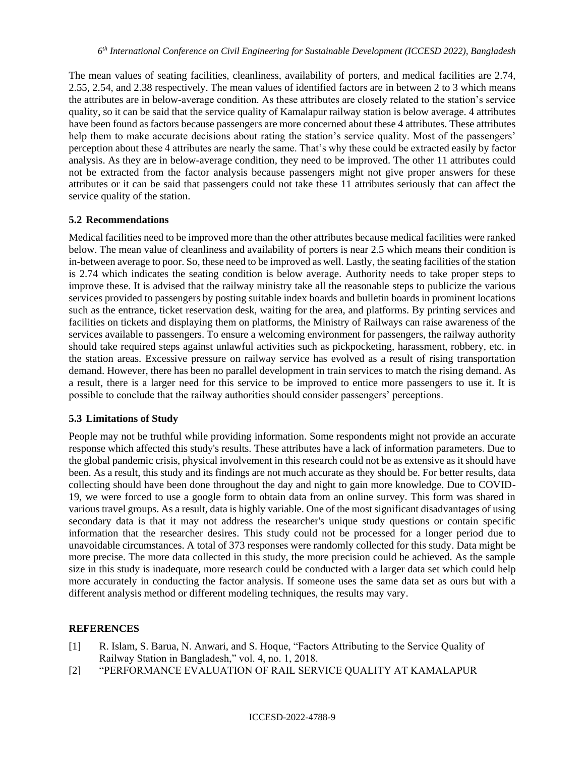The mean values of seating facilities, cleanliness, availability of porters, and medical facilities are 2.74, 2.55, 2.54, and 2.38 respectively. The mean values of identified factors are in between 2 to 3 which means the attributes are in below-average condition. As these attributes are closely related to the station's service quality, so it can be said that the service quality of Kamalapur railway station is below average. 4 attributes have been found as factors because passengers are more concerned about these 4 attributes. These attributes help them to make accurate decisions about rating the station's service quality. Most of the passengers' perception about these 4 attributes are nearly the same. That's why these could be extracted easily by factor analysis. As they are in below-average condition, they need to be improved. The other 11 attributes could not be extracted from the factor analysis because passengers might not give proper answers for these attributes or it can be said that passengers could not take these 11 attributes seriously that can affect the service quality of the station.

### 5.2 Recommendations

Medical facilities need to be improved more than the other attributes because medical facilities were ranked below. The mean value of cleanliness and availability of porters is near 2.5 which means their condition is in-between average to poor. So, these need to be improved as well. Lastly, the seating facilities of the station is 2.74 which indicates the seating condition is below average. Authority needs to take proper steps to improve these. It is advised that the railway ministry take all the reasonable steps to publicize the various services provided to passengers by posting suitable index boards and bulletin boards in prominent locations such as the entrance, ticket reservation desk, waiting for the area, and platforms. By printing services and facilities on tickets and displaying them on platforms, the Ministry of Railways can raise awareness of the services available to passengers. To ensure a welcoming environment for passengers, the railway authority should take required steps against unlawful activities such as pickpocketing, harassment, robbery, etc. in the station areas. Excessive pressure on railway service has evolved as a result of rising transportation demand. However, there has been no parallel development in train services to match the rising demand. As a result, there is a larger need for this service to be improved to entice more passengers to use it. It is possible to conclude that the railway authorities should consider passengers' perceptions.

### 5.3 Limitations of Study

People may not be truthful while providing information. Some respondents might not provide an accurate response which affected this study's results. These attributes have a lack of information parameters. Due to the global pandemic crisis, physical involvement in this research could not be as extensive as it should have been. As a result, this study and its findings are not much accurate as they should be. For better results, data collecting should have been done throughout the day and night to gain more knowledge. Due to COVID-19, we were forced to use a google form to obtain data from an online survey. This form was shared in various travel groups. As a result, data is highly variable. One of the most significant disadvantages of using secondary data is that it may not address the researcher's unique study questions or contain specific information that the researcher desires. This study could not be processed for a longer period due to unavoidable circumstances. A total of 373 responses were randomly collected for this study. Data might be more precise. The more data collected in this study, the more precision could be achieved. As the sample size in this study is inadequate, more research could be conducted with a larger data set which could help more accurately in conducting the factor analysis. If someone uses the same data set as ours but with a different analysis method or different modeling techniques, the results may vary.

## REFERENCES

[1] R. Islam, S. Barua, N. Anwari, and S. Hoque, "Factors Attributing to the Service Quality of Railway Station in Bangladesh," vol. 4, no. 1, 2018.

[2] "PERFORMANCE EVALUATION OF RAIL SERVICE QUALITY AT KAMALAPUR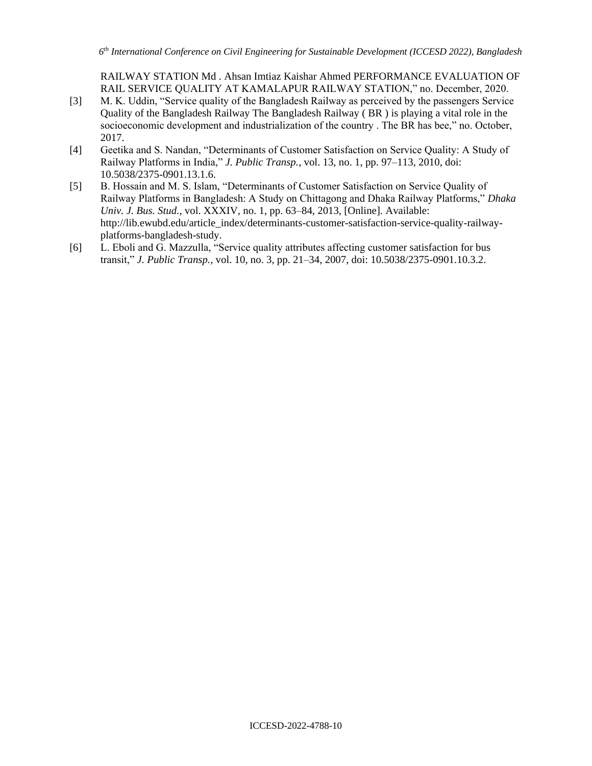RAILWAY STATION Md . Ahsan Imtiaz Kaishar Ahmed PERFORMANCE EVALUATION OF RAIL SERVICE QUALITY AT KAMALAPUR RAILWAY STATION," no. December, 2020.

[3] M. K. Uddin, "Service quality of the Bangladesh Railway as perceived by the passengers Service Quality of the Bangladesh Railway The Bangladesh Railway ( BR ) is playing a vital role in the socioeconomic development and industrialization of the country . The BR has bee," no. October, 2017.

[4] Geetika and S. Nandan, "Determinants of Customer Satisfaction on Service Quality: A Study of Railway Platforms in India," *J. Public Transp.*, vol. 13, no. 1, pp. 97–113, 2010, doi: 10.5038/2375-0901.13.1.6.

[5] B. Hossain and M. S. Islam, "Determinants of Customer Satisfaction on Service Quality of Railway Platforms in Bangladesh: A Study on Chittagong and Dhaka Railway Platforms," *Dhaka Univ. J. Bus. Stud.*, vol. XXXIV, no. 1, pp. 63–84, 2013, [Online]. Available: http://lib.ewubd.edu/article_index/determinants-customer-satisfaction-service-quality-railway-platforms-bangladesh-study.

[6] L. Eboli and G. Mazzulla, "Service quality attributes affecting customer satisfaction for bus transit," *J. Public Transp.*, vol. 10, no. 3, pp. 21–34, 2007, doi: 10.5038/2375-0901.10.3.2.